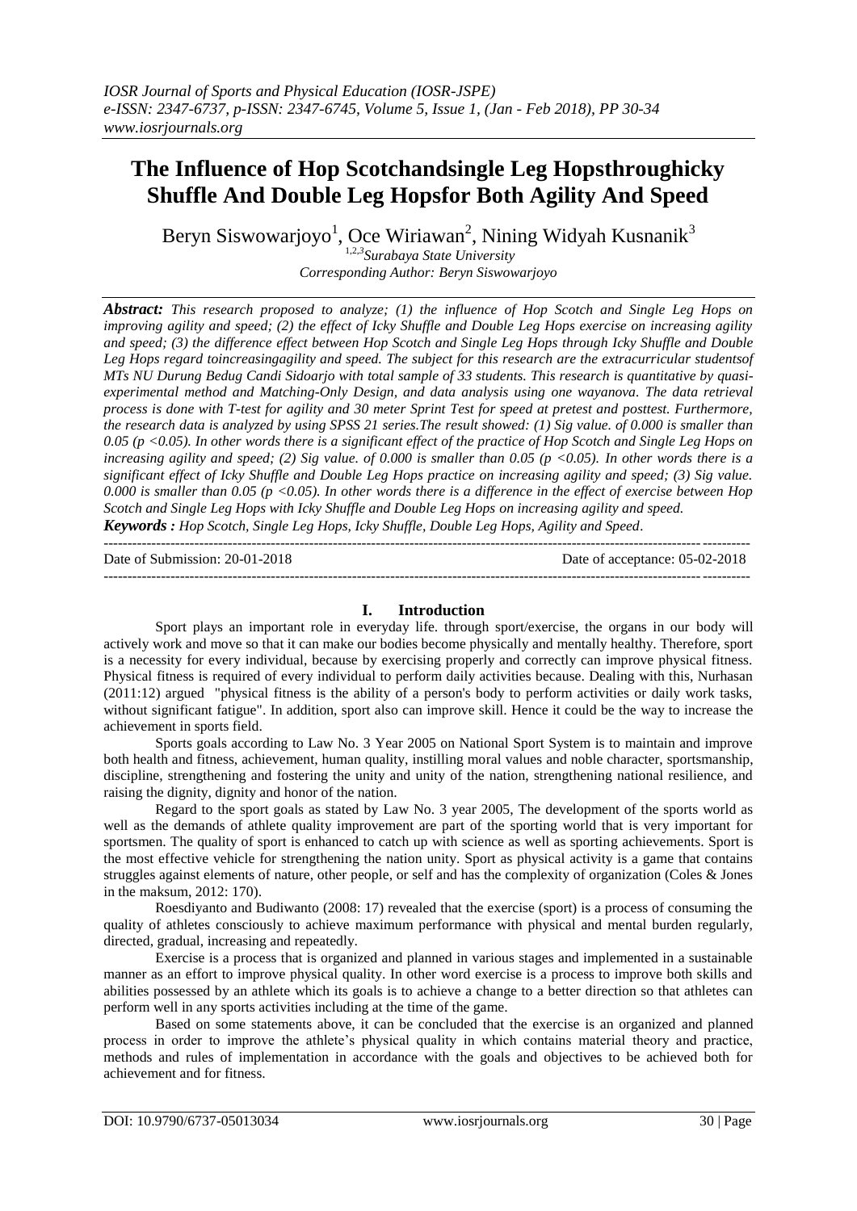# The Influence of Hop Scotchandsingle Leg Hopsthroughicky Shuffle And Double Leg Hopsfor Both Agility And Speed

Beryn Siswowarjoyo[1], Oce Wiriawan[2], Nining Widyah Kusnanik[3]

[1,2,3]*Surabaya State University*

*Corresponding Author: Beryn Siswowarjoyo*

***Abstract:*** *This research proposed to analyze; (1) the influence of Hop Scotch and Single Leg Hops on improving agility and speed; (2) the effect of Icky Shuffle and Double Leg Hops exercise on increasing agility and speed; (3) the difference effect between Hop Scotch and Single Leg Hops through Icky Shuffle and Double Leg Hops regard toincreasingagility and speed. The subject for this research are the extracurricular studentsof MTs NU Durung Bedug Candi Sidoarjo with total sample of 33 students. This research is quantitative by quasi-experimental method and Matching-Only Design, and data analysis using one wayanova. The data retrieval process is done with T-test for agility and 30 meter Sprint Test for speed at pretest and posttest. Furthermore, the research data is analyzed by using SPSS 21 series.The result showed: (1) Sig value. of 0.000 is smaller than 0.05 (p <0.05). In other words there is a significant effect of the practice of Hop Scotch and Single Leg Hops on increasing agility and speed; (2) Sig value. of 0.000 is smaller than 0.05 (p <0.05). In other words there is a significant effect of Icky Shuffle and Double Leg Hops practice on increasing agility and speed; (3) Sig value. 0.000 is smaller than 0.05 (p <0.05). In other words there is a difference in the effect of exercise between Hop Scotch and Single Leg Hops with Icky Shuffle and Double Leg Hops on increasing agility and speed.*

***Keywords :*** *Hop Scotch, Single Leg Hops, Icky Shuffle, Double Leg Hops, Agility and Speed*.

---

Date of Submission: 20-01-2018 Date of acceptance: 05-02-2018

---

## I. Introduction

Sport plays an important role in everyday life. through sport/exercise, the organs in our body will actively work and move so that it can make our bodies become physically and mentally healthy. Therefore, sport is a necessity for every individual, because by exercising properly and correctly can improve physical fitness. Physical fitness is required of every individual to perform daily activities because. Dealing with this, Nurhasan (2011:12) argued "physical fitness is the ability of a person's body to perform activities or daily work tasks, without significant fatigue". In addition, sport also can improve skill. Hence it could be the way to increase the achievement in sports field.

Sports goals according to Law No. 3 Year 2005 on National Sport System is to maintain and improve both health and fitness, achievement, human quality, instilling moral values and noble character, sportsmanship, discipline, strengthening and fostering the unity and unity of the nation, strengthening national resilience, and raising the dignity, dignity and honor of the nation.

Regard to the sport goals as stated by Law No. 3 year 2005, The development of the sports world as well as the demands of athlete quality improvement are part of the sporting world that is very important for sportsmen. The quality of sport is enhanced to catch up with science as well as sporting achievements. Sport is the most effective vehicle for strengthening the nation unity. Sport as physical activity is a game that contains struggles against elements of nature, other people, or self and has the complexity of organization (Coles & Jones in the maksum, 2012: 170).

Roesdiyanto and Budiwanto (2008: 17) revealed that the exercise (sport) is a process of consuming the quality of athletes consciously to achieve maximum performance with physical and mental burden regularly, directed, gradual, increasing and repeatedly.

Exercise is a process that is organized and planned in various stages and implemented in a sustainable manner as an effort to improve physical quality. In other word exercise is a process to improve both skills and abilities possessed by an athlete which its goals is to achieve a change to a better direction so that athletes can perform well in any sports activities including at the time of the game.

Based on some statements above, it can be concluded that the exercise is an organized and planned process in order to improve the athlete's physical quality in which contains material theory and practice, methods and rules of implementation in accordance with the goals and objectives to be achieved both for achievement and for fitness.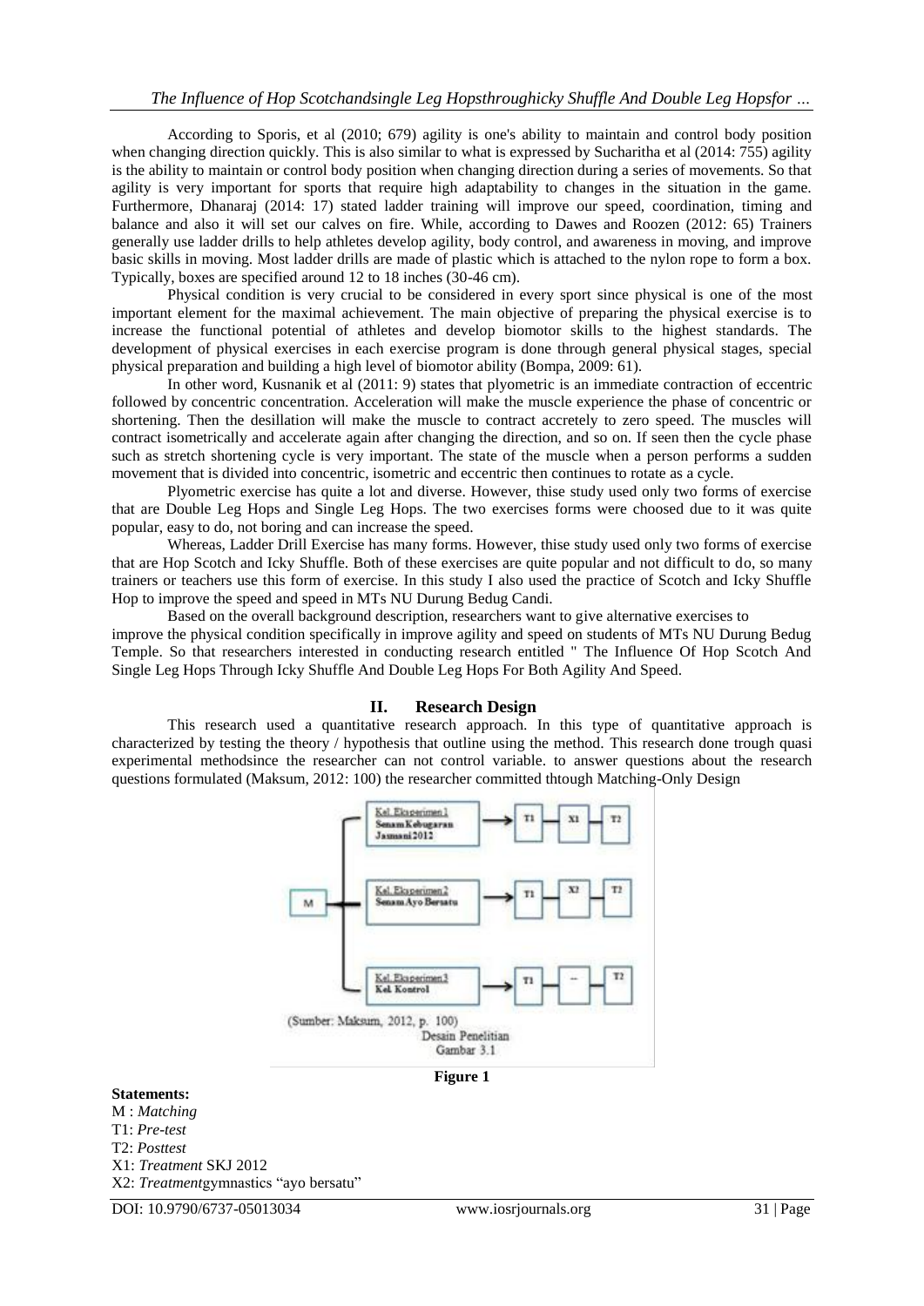According to Sporis, et al (2010; 679) agility is one's ability to maintain and control body position when changing direction quickly. This is also similar to what is expressed by Sucharitha et al (2014: 755) agility is the ability to maintain or control body position when changing direction during a series of movements. So that agility is very important for sports that require high adaptability to changes in the situation in the game. Furthermore, Dhanaraj (2014: 17) stated ladder training will improve our speed, coordination, timing and balance and also it will set our calves on fire. While, according to Dawes and Roozen (2012: 65) Trainers generally use ladder drills to help athletes develop agility, body control, and awareness in moving, and improve basic skills in moving. Most ladder drills are made of plastic which is attached to the nylon rope to form a box. Typically, boxes are specified around 12 to 18 inches (30-46 cm).

Physical condition is very crucial to be considered in every sport since physical is one of the most important element for the maximal achievement. The main objective of preparing the physical exercise is to increase the functional potential of athletes and develop biomotor skills to the highest standards. The development of physical exercises in each exercise program is done through general physical stages, special physical preparation and building a high level of biomotor ability (Bompa, 2009: 61).

In other word, Kusnanik et al (2011: 9) states that plyometric is an immediate contraction of eccentric followed by concentric concentration. Acceleration will make the muscle experience the phase of concentric or shortening. Then the desillation will make the muscle to contract accretely to zero speed. The muscles will contract isometrically and accelerate again after changing the direction, and so on. If seen then the cycle phase such as stretch shortening cycle is very important. The state of the muscle when a person performs a sudden movement that is divided into concentric, isometric and eccentric then continues to rotate as a cycle.

Plyometric exercise has quite a lot and diverse. However, thise study used only two forms of exercise that are Double Leg Hops and Single Leg Hops. The two exercises forms were choosed due to it was quite popular, easy to do, not boring and can increase the speed.

Whereas, Ladder Drill Exercise has many forms. However, thise study used only two forms of exercise that are Hop Scotch and Icky Shuffle. Both of these exercises are quite popular and not difficult to do, so many trainers or teachers use this form of exercise. In this study I also used the practice of Scotch and Icky Shuffle Hop to improve the speed and speed in MTs NU Durung Bedug Candi.

Based on the overall background description, researchers want to give alternative exercises to improve the physical condition specifically in improve agility and speed on students of MTs NU Durung Bedug Temple. So that researchers interested in conducting research entitled " The Influence Of Hop Scotch And Single Leg Hops Through Icky Shuffle And Double Leg Hops For Both Agility And Speed.

## II. Research Design

This research used a quantitative research approach. In this type of quantitative approach is characterized by testing the theory / hypothesis that outline using the method. This research done trough quasi experimental methodsince the researcher can not control variable. to answer questions about the research questions formulated (Maksum, 2012: 100) the researcher committed thtough Matching-Only Design

**Figure 1**

**Statements:**

M : *Matching*
T1: *Pre-test*
T2: *Posttest*
X1: *Treatment* SKJ 2012
X2: *Treatment*gymnastics "ayo bersatu"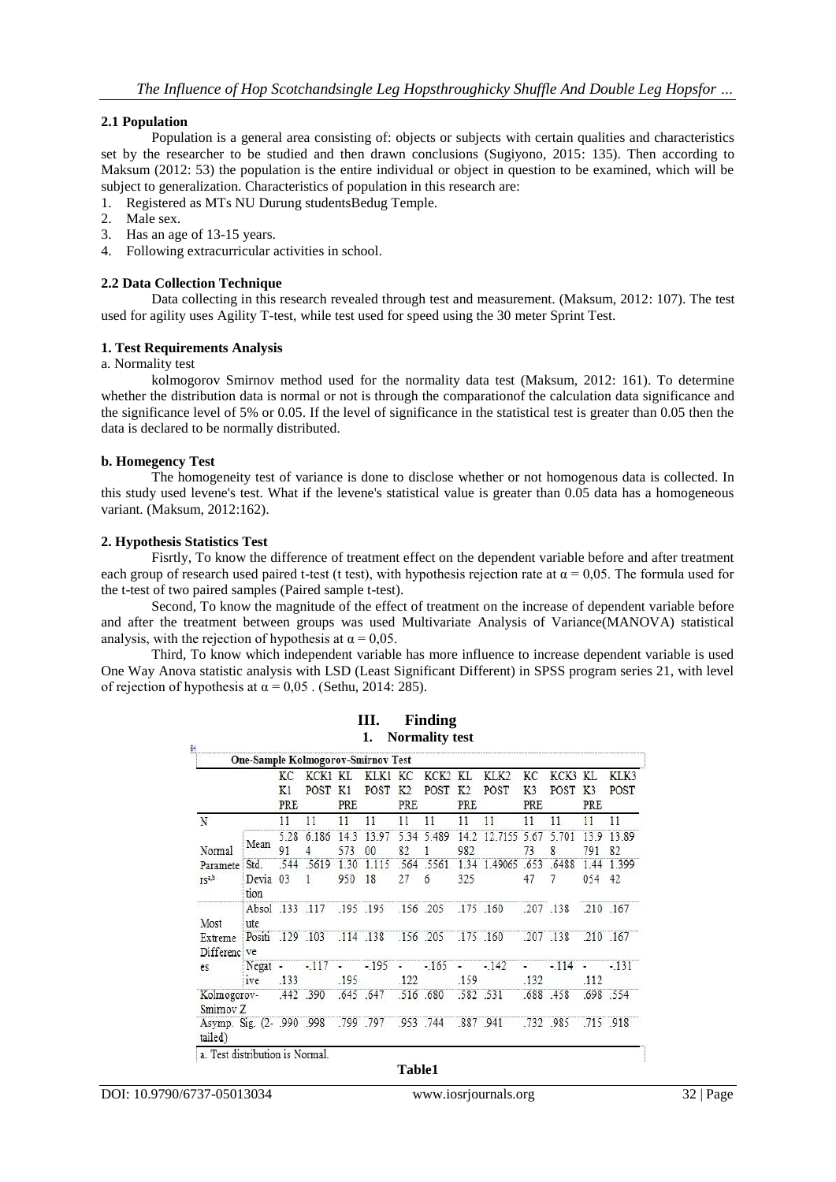### 2.1 Population

Population is a general area consisting of: objects or subjects with certain qualities and characteristics set by the researcher to be studied and then drawn conclusions (Sugiyono, 2015: 135). Then according to Maksum (2012: 53) the population is the entire individual or object in question to be examined, which will be subject to generalization. Characteristics of population in this research are:

1. Registered as MTs NU Durung studentsBedug Temple.
2. Male sex.
3. Has an age of 13-15 years.
4. Following extracurricular activities in school.

### 2.2 Data Collection Technique

Data collecting in this research revealed through test and measurement. (Maksum, 2012: 107). The test used for agility uses Agility T-test, while test used for speed using the 30 meter Sprint Test.

### 1. Test Requirements Analysis

a. Normality test

kolmogorov Smirnov method used for the normality data test (Maksum, 2012: 161). To determine whether the distribution data is normal or not is through the comparationof the calculation data significance and the significance level of 5% or 0.05. If the level of significance in the statistical test is greater than 0.05 then the data is declared to be normally distributed.

**b. Homegency Test**

The homogeneity test of variance is done to disclose whether or not homogenous data is collected. In this study used levene's test. What if the levene's statistical value is greater than 0.05 data has a homogeneous variant. (Maksum, 2012:162).

### 2. Hypothesis Statistics Test

Fisrtly, To know the difference of treatment effect on the dependent variable before and after treatment each group of research used paired t-test (t test), with hypothesis rejection rate at $\alpha = 0{,}05$. The formula used for the t-test of two paired samples (Paired sample t-test).

Second, To know the magnitude of the effect of treatment on the increase of dependent variable before and after the treatment between groups was used Multivariate Analysis of Variance(MANOVA) statistical analysis, with the rejection of hypothesis at $\alpha = 0{,}05$.

Third, To know which independent variable has more influence to increase dependent variable is used One Way Anova statistic analysis with LSD (Least Significant Different) in SPSS program series 21, with level of rejection of hypothesis at $\alpha = 0{,}05$ . (Sethu, 2014: 285).

## III. Finding

### 1. Normality test

**One-Sample Kolmogorov-Smirnov Test**

| | | KCK1 PRE | KCK1 POST | KLK1 PRE | KLK1 POST | KCK2 PRE | KCK2 POST | KLK2 PRE | KLK2 POST | KCK3 PRE | KCK3 POST | KLK3 PRE | KLK3 POST |
|---|---|---|---|---|---|---|---|---|---|---|---|---|---|
| N | | 11 | 11 | 11 | 11 | 11 | 11 | 11 | 11 | 11 | 11 | 11 | 11 |
| Normal Parameters[a,b] | Mean | 5.2891 | 6.1864 | 14.3573 | 13.9700 | 5.3482 | 5.4891 | 14.2982 | 12.7155 | 5.6773 | 5.7018 | 13.9791 | 13.8982 |
| | Std. Deviation | .54403 | .56191 | 1.30950 | 1.11518 | .56427 | .55616 | 1.34325 | 1.49065 | .65347 | .64887 | 1.44054 | 1.39942 |
| Most Extreme Differences | Absolute | .133 | .117 | .195 | .195 | .156 | .205 | .175 | .160 | .207 | .138 | .210 | .167 |
| | Positive | .129 | .103 | .114 | .138 | .156 | .205 | .175 | .160 | .207 | .138 | .210 | .167 |
| | Negative | -.133 | -.117 | -.195 | -.195 | -.122 | -.165 | -.159 | -.142 | -.132 | -.114 | -.112 | -.131 |
| Kolmogorov-Smirnov Z | | .442 | .390 | .645 | .647 | .516 | .680 | .582 | .531 | .688 | .458 | .698 | .554 |
| Asymp. Sig. (2-tailed) | | .990 | .998 | .799 | .797 | .953 | .744 | .887 | .941 | .732 | .985 | .715 | .918 |

a. Test distribution is Normal.

**Table1**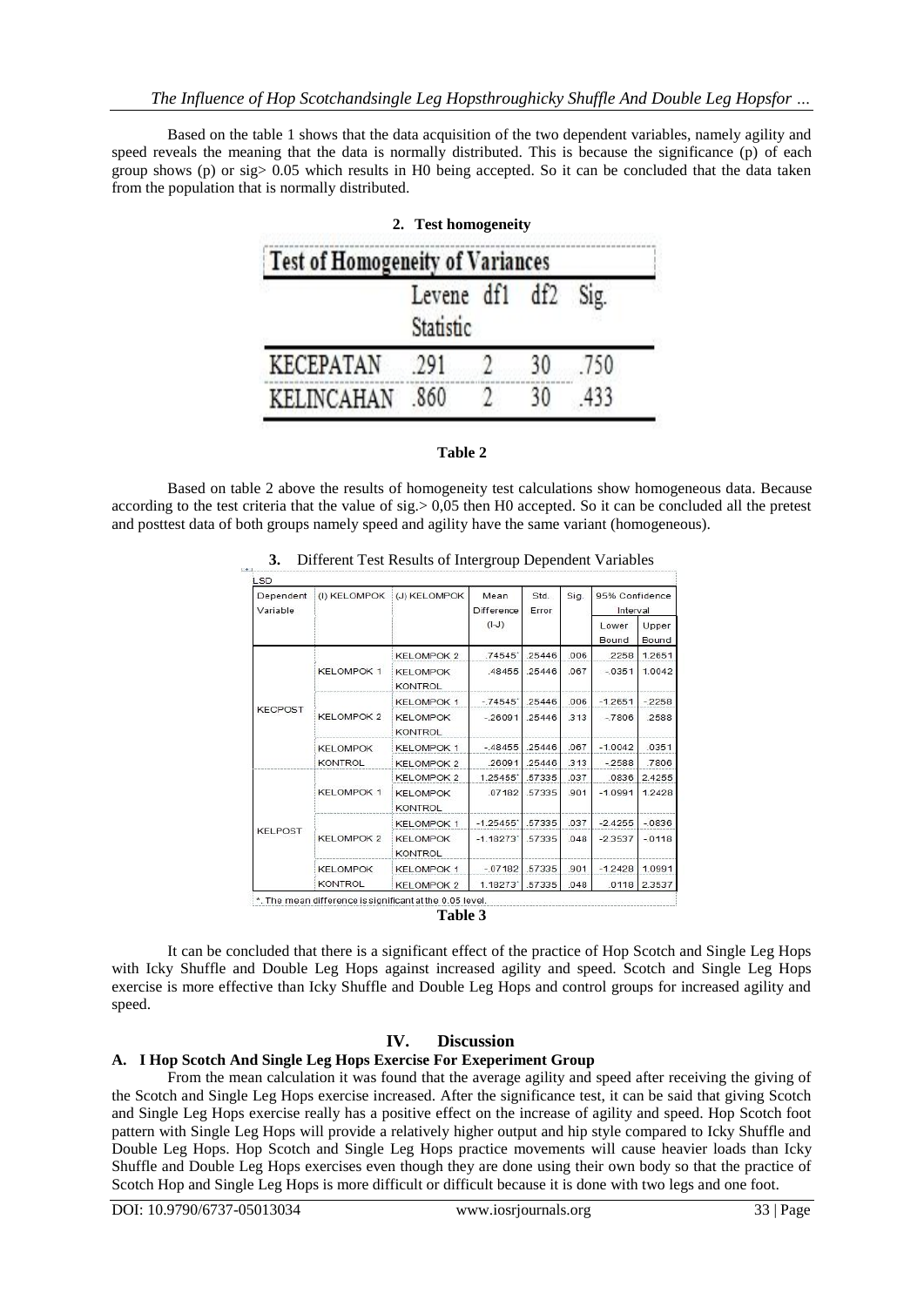Based on the table 1 shows that the data acquisition of the two dependent variables, namely agility and speed reveals the meaning that the data is normally distributed. This is because the significance (p) of each group shows (p) or sig> 0.05 which results in H0 being accepted. So it can be concluded that the data taken from the population that is normally distributed.

**2. Test homogeneity**

| Test of Homogeneity of Variances | | | | |
|---|---|---|---|---|
| | Levene Statistic | df1 | df2 | Sig. |
| KECEPATAN | .291 | 2 | 30 | .750 |
| KELINCAHAN | .860 | 2 | 30 | .433 |

**Table 2**

Based on table 2 above the results of homogeneity test calculations show homogeneous data. Because according to the test criteria that the value of sig.> 0,05 then H0 accepted. So it can be concluded all the pretest and posttest data of both groups namely speed and agility have the same variant (homogeneous).

**3.** Different Test Results of Intergroup Dependent Variables

LSD

| Dependent Variable | (I) KELOMPOK | (J) KELOMPOK | Mean Difference (I-J) | Std. Error | Sig. | 95% Confidence Interval | |
|---|---|---|---|---|---|---|---|
| | | | | | | Lower Bound | Upper Bound |
| KECPOST | KELOMPOK 1 | KELOMPOK 2 | .74545* | .25446 | .006 | .2258 | 1.2651 |
| | | KELOMPOK KONTROL | .48455 | .25446 | .067 | -.0351 | 1.0042 |
| | KELOMPOK 2 | KELOMPOK 1 | -.74545* | .25446 | .006 | -1.2651 | -.2258 |
| | | KELOMPOK KONTROL | -.26091 | .25446 | .313 | -.7806 | .2588 |
| | KELOMPOK KONTROL | KELOMPOK 1 | -.48455 | .25446 | .067 | -1.0042 | .0351 |
| | | KELOMPOK 2 | .26091 | .25446 | .313 | -.2588 | .7806 |
| KELPOST | KELOMPOK 1 | KELOMPOK 2 | 1.25455* | .57335 | .037 | .0836 | 2.4255 |
| | | KELOMPOK KONTROL | .07182 | .57335 | .901 | -1.0991 | 1.2428 |
| | KELOMPOK 2 | KELOMPOK 1 | -1.25455* | .57335 | .037 | -2.4255 | -.0836 |
| | | KELOMPOK KONTROL | -1.18273* | .57335 | .048 | -2.3537 | -.0118 |
| | KELOMPOK KONTROL | KELOMPOK 1 | -.07182 | .57335 | .901 | -1.2428 | 1.0991 |
| | | KELOMPOK 2 | 1.18273* | .57335 | .048 | .0118 | 2.3537 |

*. The mean difference is significant at the 0.05 level.

**Table 3**

It can be concluded that there is a significant effect of the practice of Hop Scotch and Single Leg Hops with Icky Shuffle and Double Leg Hops against increased agility and speed. Scotch and Single Leg Hops exercise is more effective than Icky Shuffle and Double Leg Hops and control groups for increased agility and speed.

## IV. Discussion

### A. I Hop Scotch And Single Leg Hops Exercise For Exeperiment Group

From the mean calculation it was found that the average agility and speed after receiving the giving of the Scotch and Single Leg Hops exercise increased. After the significance test, it can be said that giving Scotch and Single Leg Hops exercise really has a positive effect on the increase of agility and speed. Hop Scotch foot pattern with Single Leg Hops will provide a relatively higher output and hip style compared to Icky Shuffle and Double Leg Hops. Hop Scotch and Single Leg Hops practice movements will cause heavier loads than Icky Shuffle and Double Leg Hops exercises even though they are done using their own body so that the practice of Scotch Hop and Single Leg Hops is more difficult or difficult because it is done with two legs and one foot.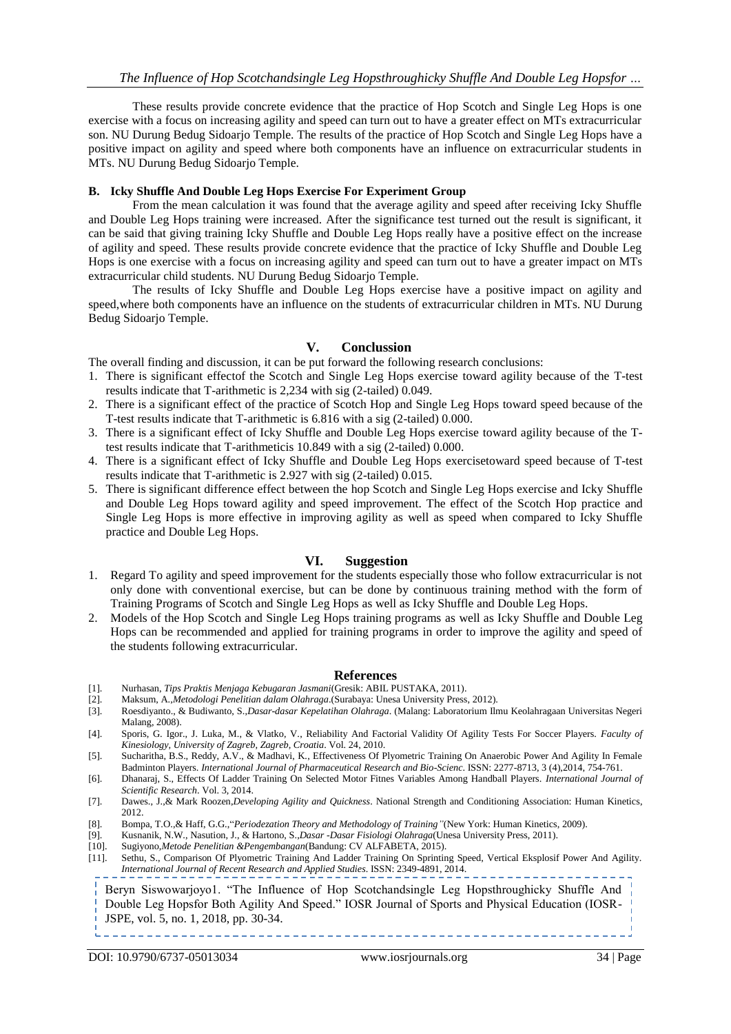These results provide concrete evidence that the practice of Hop Scotch and Single Leg Hops is one exercise with a focus on increasing agility and speed can turn out to have a greater effect on MTs extracurricular son. NU Durung Bedug Sidoarjo Temple. The results of the practice of Hop Scotch and Single Leg Hops have a positive impact on agility and speed where both components have an influence on extracurricular students in MTs. NU Durung Bedug Sidoarjo Temple.

**B. Icky Shuffle And Double Leg Hops Exercise For Experiment Group**

From the mean calculation it was found that the average agility and speed after receiving Icky Shuffle and Double Leg Hops training were increased. After the significance test turned out the result is significant, it can be said that giving training Icky Shuffle and Double Leg Hops really have a positive effect on the increase of agility and speed. These results provide concrete evidence that the practice of Icky Shuffle and Double Leg Hops is one exercise with a focus on increasing agility and speed can turn out to have a greater impact on MTs extracurricular child students. NU Durung Bedug Sidoarjo Temple.

The results of Icky Shuffle and Double Leg Hops exercise have a positive impact on agility and speed,where both components have an influence on the students of extracurricular children in MTs. NU Durung Bedug Sidoarjo Temple.

## V. Conclussion

The overall finding and discussion, it can be put forward the following research conclusions:

1. There is significant effectof the Scotch and Single Leg Hops exercise toward agility because of the T-test results indicate that T-arithmetic is 2,234 with sig (2-tailed) 0.049.
2. There is a significant effect of the practice of Scotch Hop and Single Leg Hops toward speed because of the T-test results indicate that T-arithmetic is 6.816 with a sig (2-tailed) 0.000.
3. There is a significant effect of Icky Shuffle and Double Leg Hops exercise toward agility because of the T-test results indicate that T-arithmeticis 10.849 with a sig (2-tailed) 0.000.
4. There is a significant effect of Icky Shuffle and Double Leg Hops exercisetoward speed because of T-test results indicate that T-arithmetic is 2.927 with sig (2-tailed) 0.015.
5. There is significant difference effect between the hop Scotch and Single Leg Hops exercise and Icky Shuffle and Double Leg Hops toward agility and speed improvement. The effect of the Scotch Hop practice and Single Leg Hops is more effective in improving agility as well as speed when compared to Icky Shuffle practice and Double Leg Hops.

## VI. Suggestion

1. Regard To agility and speed improvement for the students especially those who follow extracurricular is not only done with conventional exercise, but can be done by continuous training method with the form of Training Programs of Scotch and Single Leg Hops as well as Icky Shuffle and Double Leg Hops.
2. Models of the Hop Scotch and Single Leg Hops training programs as well as Icky Shuffle and Double Leg Hops can be recommended and applied for training programs in order to improve the agility and speed of the students following extracurricular.

## References

[1]. Nurhasan, *Tips Praktis Menjaga Kebugaran Jasmani*(Gresik: ABIL PUSTAKA, 2011).

[2]. Maksum, A.,*Metodologi Penelitian dalam Olahraga*.(Surabaya: Unesa University Press, 2012).

[3]. Roesdiyanto., & Budiwanto, S.,*Dasar-dasar Kepelatihan Olahraga*. (Malang: Laboratorium Ilmu Keolahragaan Universitas Negeri Malang, 2008).

[4]. Sporis, G. Igor., J. Luka, M., & Vlatko, V., Reliability And Factorial Validity Of Agility Tests For Soccer Players. *Faculty of Kinesiology, University of Zagreb, Zagreb, Croatia*. Vol. 24, 2010.

[5]. Sucharitha, B.S., Reddy, A.V., & Madhavi, K., Effectiveness Of Plyometric Training On Anaerobic Power And Agility In Female Badminton Players. *International Journal of Pharmaceutical Research and Bio-Scienc*. ISSN: 2277-8713, 3 (4),2014, 754-761.

[6]. Dhanaraj, S., Effects Of Ladder Training On Selected Motor Fitnes Variables Among Handball Players. *International Journal of Scientific Research*. Vol. 3, 2014.

[7]. Dawes., J.,& Mark Roozen,*Developing Agility and Quickness*. National Strength and Conditioning Association: Human Kinetics, 2012.

[8]. Bompa, T.O.,& Haff, G.G.,"*Periodezation Theory and Methodology of Training"*(New York: Human Kinetics, 2009).

[9]. Kusnanik, N.W., Nasution, J., & Hartono, S.,*Dasar -Dasar Fisiologi Olahraga*(Unesa University Press, 2011).

[10]. Sugiyono,*Metode Penelitian &Pengembangan*(Bandung: CV ALFABETA, 2015).

[11]. Sethu, S., Comparison Of Plyometric Training And Ladder Training On Sprinting Speed, Vertical Eksplosif Power And Agility. *International Journal of Recent Research and Applied Studies*. ISSN: 2349-4891, 2014.

Beryn Siswowarjoyo1. "The Influence of Hop Scotchandsingle Leg Hopsthroughicky Shuffle And Double Leg Hopsfor Both Agility And Speed." IOSR Journal of Sports and Physical Education (IOSR-JSPE, vol. 5, no. 1, 2018, pp. 30-34.